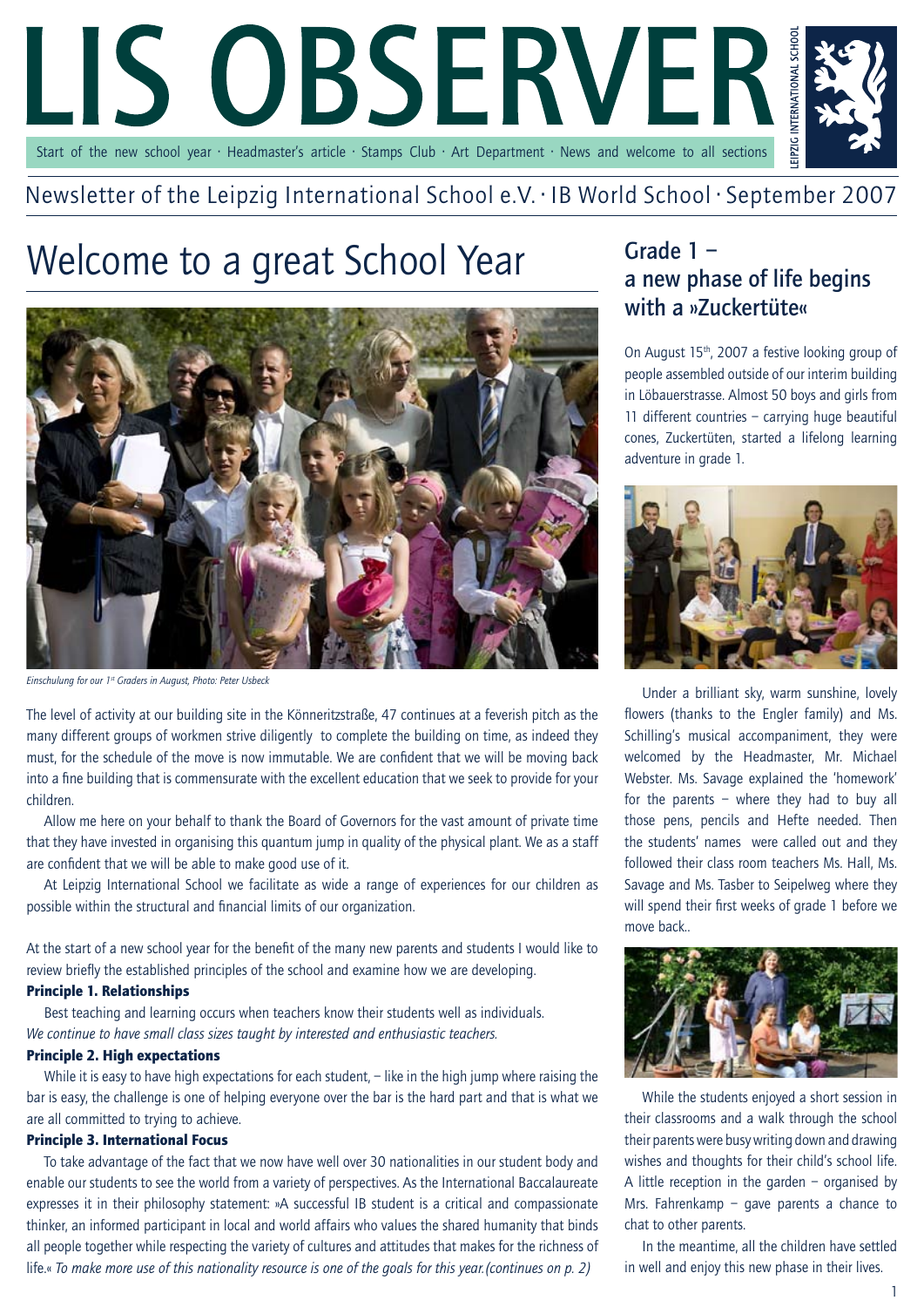# LIS OBSERVER

Start of the new school year · Headmaster's article · Stamps Club · Art Department · News and welcome to all sections

LEIPZIG INTERNATIONAL SCHOOL

Newsletter of the Leipzig International School e.V. · IB World School · September 2007

## Welcome to a great School Year

*Einschulung for our 1st Graders in August, Photo: Peter Usbeck*

The level of activity at our building site in the Könneritzstraße, 47 continues at a feverish pitch as the many different groups of workmen strive diligently to complete the building on time, as indeed they must, for the schedule of the move is now immutable. We are confident that we will be moving back into a fine building that is commensurate with the excellent education that we seek to provide for your children.

Allow me here on your behalf to thank the Board of Governors for the vast amount of private time that they have invested in organising this quantum jump in quality of the physical plant. We as a staff are confident that we will be able to make good use of it.

At Leipzig International School we facilitate as wide a range of experiences for our children as possible within the structural and financial limits of our organization.

At the start of a new school year for the benefit of the many new parents and students I would like to review briefly the established principles of the school and examine how we are developing.

**Principle 1. Relationships**

Best teaching and learning occurs when teachers know their students well as individuals. *We continue to have small class sizes taught by interested and enthusiastic teachers.*

**Principle 2. High expectations**

While it is easy to have high expectations for each student, – like in the high jump where raising the bar is easy, the challenge is one of helping everyone over the bar is the hard part and that is what we are all committed to trying to achieve.

**Principle 3. International Focus**

To take advantage of the fact that we now have well over 30 nationalities in our student body and enable our students to see the world from a variety of perspectives. As the International Baccalaureate expresses it in their philosophy statement: »A successful IB student is a critical and compassionate thinker, an informed participant in local and world affairs who values the shared humanity that binds all people together while respecting the variety of cultures and attitudes that makes for the richness of life.« *To make more use of this nationality resource is one of the goals for this year.(continues on p. 2)*

## Grade 1 – a new phase of life begins with a »Zuckertüte«

On August 15th, 2007 a festive looking group of people assembled outside of our interim building in Löbauerstrasse. Almost 50 boys and girls from 11 different countries – carrying huge beautiful cones, Zuckertüten, started a lifelong learning adventure in grade 1.

Under a brilliant sky, warm sunshine, lovely flowers (thanks to the Engler family) and Ms. Schilling's musical accompaniment, they were welcomed by the Headmaster, Mr. Michael Webster. Ms. Savage explained the 'homework' for the parents – where they had to buy all those pens, pencils and Hefte needed. Then the students' names were called out and they followed their class room teachers Ms. Hall, Ms. Savage and Ms. Tasber to Seipelweg where they will spend their first weeks of grade 1 before we move back..

While the students enjoyed a short session in their classrooms and a walk through the school their parents were busy writing down and drawing wishes and thoughts for their child's school life. A little reception in the garden – organised by Mrs. Fahrenkamp – gave parents a chance to chat to other parents.

In the meantime, all the children have settled in well and enjoy this new phase in their lives.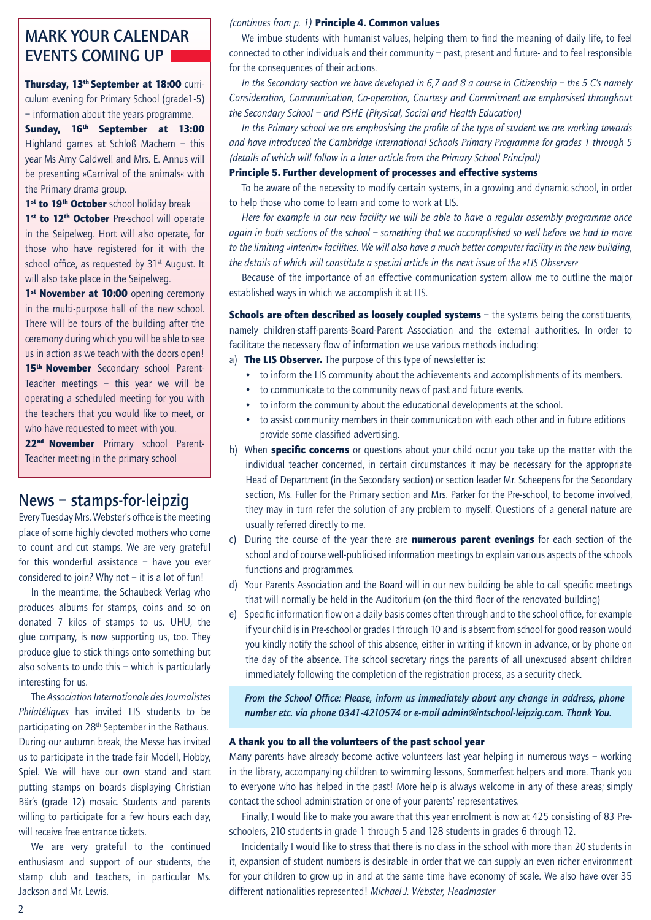## MARK YOUR CALENDAR EVENTS COMING UP

**Thursday, 13th September at 18:00** curriculum evening for Primary School (grade1-5) – information about the years programme.

**Sunday, 16th September at 13:00** Highland games at Schloß Machern – this year Ms Amy Caldwell and Mrs. E. Annus will be presenting »Carnival of the animals« with the Primary drama group.

**1st to 19th October** school holiday break

**1st to 12th October** Pre-school will operate in the Seipelweg. Hort will also operate, for those who have registered for it with the school office, as requested by 31st August. It will also take place in the Seipelweg.

**1st November at 10:00** opening ceremony in the multi-purpose hall of the new school. There will be tours of the building after the ceremony during which you will be able to see us in action as we teach with the doors open!

**15th November** Secondary school Parent-Teacher meetings – this year we will be operating a scheduled meeting for you with the teachers that you would like to meet, or who have requested to meet with you.

**22nd November** Primary school Parent-Teacher meeting in the primary school

## News – stamps-for-leipzig

Every Tuesday Mrs. Webster's office is the meeting place of some highly devoted mothers who come to count and cut stamps. We are very grateful for this wonderful assistance – have you ever considered to join? Why not – it is a lot of fun!

In the meantime, the Schaubeck Verlag who produces albums for stamps, coins and so on donated 7 kilos of stamps to us. UHU, the glue company, is now supporting us, too. They produce glue to stick things onto something but also solvents to undo this – which is particularly interesting for us.

The *Association Internationale des Journalistes Philatéliques* has invited LIS students to be participating on 28th September in the Rathaus. During our autumn break, the Messe has invited us to participate in the trade fair Modell, Hobby, Spiel. We will have our own stand and start putting stamps on boards displaying Christian Bär's (grade 12) mosaic. Students and parents willing to participate for a few hours each day, will receive free entrance tickets.

We are very grateful to the continued enthusiasm and support of our students, the stamp club and teachers, in particular Ms. Jackson and Mr. Lewis.

*(continues from p. 1)* **Principle 4. Common values**

We imbue students with humanist values, helping them to find the meaning of daily life, to feel connected to other individuals and their community – past, present and future- and to feel responsible for the consequences of their actions.

*In the Secondary section we have developed in 6,7 and 8 a course in Citizenship – the 5 C's namely Consideration, Communication, Co-operation, Courtesy and Commitment are emphasised throughout the Secondary School – and PSHE (Physical, Social and Health Education)*

*In the Primary school we are emphasising the profile of the type of student we are working towards and have introduced the Cambridge International Schools Primary Programme for grades 1 through 5 (details of which will follow in a later article from the Primary School Principal)*

**Principle 5. Further development of processes and effective systems**

To be aware of the necessity to modify certain systems, in a growing and dynamic school, in order to help those who come to learn and come to work at LIS.

*Here for example in our new facility we will be able to have a regular assembly programme once again in both sections of the school – something that we accomplished so well before we had to move to the limiting »interim« facilities. We will also have a much better computer facility in the new building, the details of which will constitute a special article in the next issue of the »LIS Observer«*

Because of the importance of an effective communication system allow me to outline the major established ways in which we accomplish it at LIS.

**Schools are often described as loosely coupled systems** – the systems being the constituents, namely children-staff-parents-Board-Parent Association and the external authorities. In order to facilitate the necessary flow of information we use various methods including:

a) **The LIS Observer.** The purpose of this type of newsletter is:
   - to inform the LIS community about the achievements and accomplishments of its members.
   - to communicate to the community news of past and future events.
   - to inform the community about the educational developments at the school.
   - to assist community members in their communication with each other and in future editions provide some classified advertising.

b) When **specific concerns** or questions about your child occur you take up the matter with the individual teacher concerned, in certain circumstances it may be necessary for the appropriate Head of Department (in the Secondary section) or section leader Mr. Scheepens for the Secondary section, Ms. Fuller for the Primary section and Mrs. Parker for the Pre-school, to become involved, they may in turn refer the solution of any problem to myself. Questions of a general nature are usually referred directly to me.

c) During the course of the year there are **numerous parent evenings** for each section of the school and of course well-publicised information meetings to explain various aspects of the schools functions and programmes.

d) Your Parents Association and the Board will in our new building be able to call specific meetings that will normally be held in the Auditorium (on the third floor of the renovated building)

e) Specific information flow on a daily basis comes often through and to the school office, for example if your child is in Pre-school or grades I through 10 and is absent from school for good reason would you kindly notify the school of this absence, either in writing if known in advance, or by phone on the day of the absence. The school secretary rings the parents of all unexcused absent children immediately following the completion of the registration process, as a security check.

***From the School Office: Please, inform us immediately about any change in address, phone number etc. via phone 0341-4210574 or e-mail admin@intschool-leipzig.com. Thank You.***

**A thank you to all the volunteers of the past school year**

Many parents have already become active volunteers last year helping in numerous ways – working in the library, accompanying children to swimming lessons, Sommerfest helpers and more. Thank you to everyone who has helped in the past! More help is always welcome in any of these areas; simply contact the school administration or one of your parents' representatives.

Finally, I would like to make you aware that this year enrolment is now at 425 consisting of 83 Pre-schoolers, 210 students in grade 1 through 5 and 128 students in grades 6 through 12.

Incidentally I would like to stress that there is no class in the school with more than 20 students in it, expansion of student numbers is desirable in order that we can supply an even richer environment for your children to grow up in and at the same time have economy of scale. We also have over 35 different nationalities represented! *Michael J. Webster, Headmaster*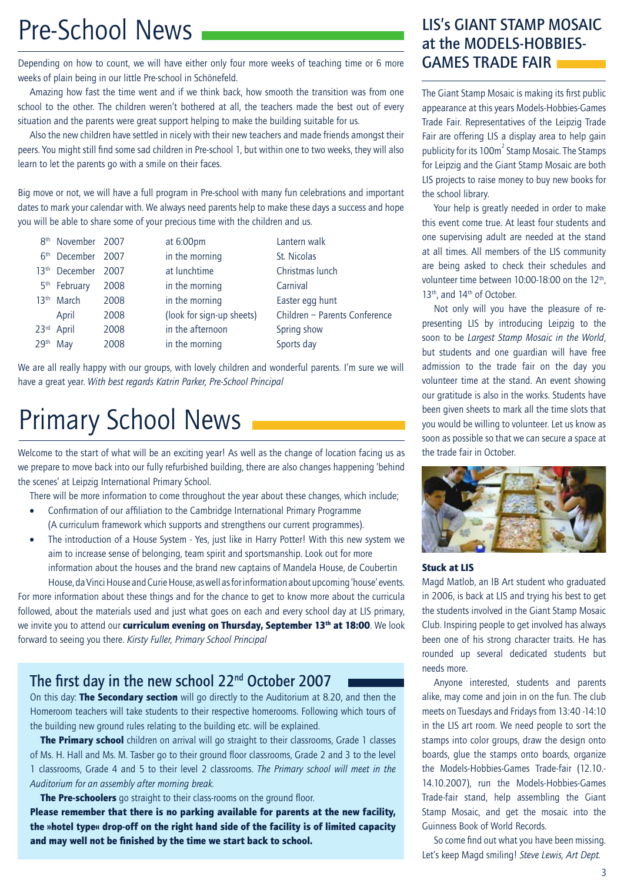# Pre-School News

Depending on how to count, we will have either only four more weeks of teaching time or 6 more weeks of plain being in our little Pre-school in Schönefeld.

Amazing how fast the time went and if we think back, how smooth the transition was from one school to the other. The children weren't bothered at all, the teachers made the best out of every situation and the parents were great support helping to make the building suitable for us.

Also the new children have settled in nicely with their new teachers and made friends amongst their peers. You might still find some sad children in Pre-school 1, but within one to two weeks, they will also learn to let the parents go with a smile on their faces.

Big move or not, we will have a full program in Pre-school with many fun celebrations and important dates to mark your calendar with. We always need parents help to make these days a success and hope you will be able to share some of your precious time with the children and us.

| Date | Year | Time | Event |
|---|---|---|---|
| 8th November | 2007 | at 6:00pm | Lantern walk |
| 6th December | 2007 | in the morning | St. Nicolas |
| 13th December | 2007 | at lunchtime | Christmas lunch |
| 5th February | 2008 | in the morning | Carnival |
| 13th March | 2008 | in the morning | Easter egg hunt |
| April | 2008 | (look for sign-up sheets) | Children – Parents Conference |
| 23rd April | 2008 | in the afternoon | Spring show |
| 29th May | 2008 | in the morning | Sports day |

We are all really happy with our groups, with lovely children and wonderful parents. I'm sure we will have a great year. *With best regards Katrin Parker, Pre-School Principal*

# Primary School News

Welcome to the start of what will be an exciting year! As well as the change of location facing us as we prepare to move back into our fully refurbished building, there are also changes happening 'behind the scenes' at Leipzig International Primary School.

There will be more information to come throughout the year about these changes, which include;

- Confirmation of our affiliation to the Cambridge International Primary Programme (A curriculum framework which supports and strengthens our current programmes).
- The introduction of a House System - Yes, just like in Harry Potter! With this new system we aim to increase sense of belonging, team spirit and sportsmanship. Look out for more information about the houses and the brand new captains of Mandela House, de Coubertin House, da Vinci House and Curie House, as well as for information about upcoming 'house' events.

For more information about these things and for the chance to get to know more about the curricula followed, about the materials used and just what goes on each and every school day at LIS primary, we invite you to attend our **curriculum evening on Thursday, September 13th at 18:00**. We look forward to seeing you there. *Kirsty Fuller, Primary School Principal*

## The first day in the new school 22nd October 2007

On this day: **The Secondary section** will go directly to the Auditorium at 8.20, and then the Homeroom teachers will take students to their respective homerooms. Following which tours of the building new ground rules relating to the building etc. will be explained.

**The Primary school** children on arrival will go straight to their classrooms, Grade 1 classes of Ms. H. Hall and Ms. M. Tasber go to their ground floor classrooms, Grade 2 and 3 to the level 1 classrooms, Grade 4 and 5 to their level 2 classrooms. *The Primary school will meet in the Auditorium for an assembly after morning break.*

**The Pre-schoolers** go straight to their class-rooms on the ground floor.

**Please remember that there is no parking available for parents at the new facility, the »hotel type« drop-off on the right hand side of the facility is of limited capacity and may well not be finished by the time we start back to school.**

## LIS's GIANT STAMP MOSAIC at the MODELS-HOBBIES-GAMES TRADE FAIR

The Giant Stamp Mosaic is making its first public appearance at this years Models-Hobbies-Games Trade Fair. Representatives of the Leipzig Trade Fair are offering LIS a display area to help gain publicity for its 100m$^2$ Stamp Mosaic. The Stamps for Leipzig and the Giant Stamp Mosaic are both LIS projects to raise money to buy new books for the school library.

Your help is greatly needed in order to make this event come true. At least four students and one supervising adult are needed at the stand at all times. All members of the LIS community are being asked to check their schedules and volunteer time between 10:00-18:00 on the 12th, 13th, and 14th of October.

Not only will you have the pleasure of re-presenting LIS by introducing Leipzig to the soon to be *Largest Stamp Mosaic in the World*, but students and one guardian will have free admission to the trade fair on the day you volunteer time at the stand. An event showing our gratitude is also in the works. Students have been given sheets to mark all the time slots that you would be willing to volunteer. Let us know as soon as possible so that we can secure a space at the trade fair in October.

**Stuck at LIS**

Magd Matlob, an IB Art student who graduated in 2006, is back at LIS and trying his best to get the students involved in the Giant Stamp Mosaic Club. Inspiring people to get involved has always been one of his strong character traits. He has rounded up several dedicated students but needs more.

Anyone interested, students and parents alike, may come and join in on the fun. The club meets on Tuesdays and Fridays from 13:40 -14:10 in the LIS art room. We need people to sort the stamps into color groups, draw the design onto boards, glue the stamps onto boards, organize the Models-Hobbies-Games Trade-fair (12.10.-14.10.2007), run the Models-Hobbies-Games Trade-fair stand, help assembling the Giant Stamp Mosaic, and get the mosaic into the Guinness Book of World Records.

So come find out what you have been missing. Let's keep Magd smiling! *Steve Lewis, Art Dept.*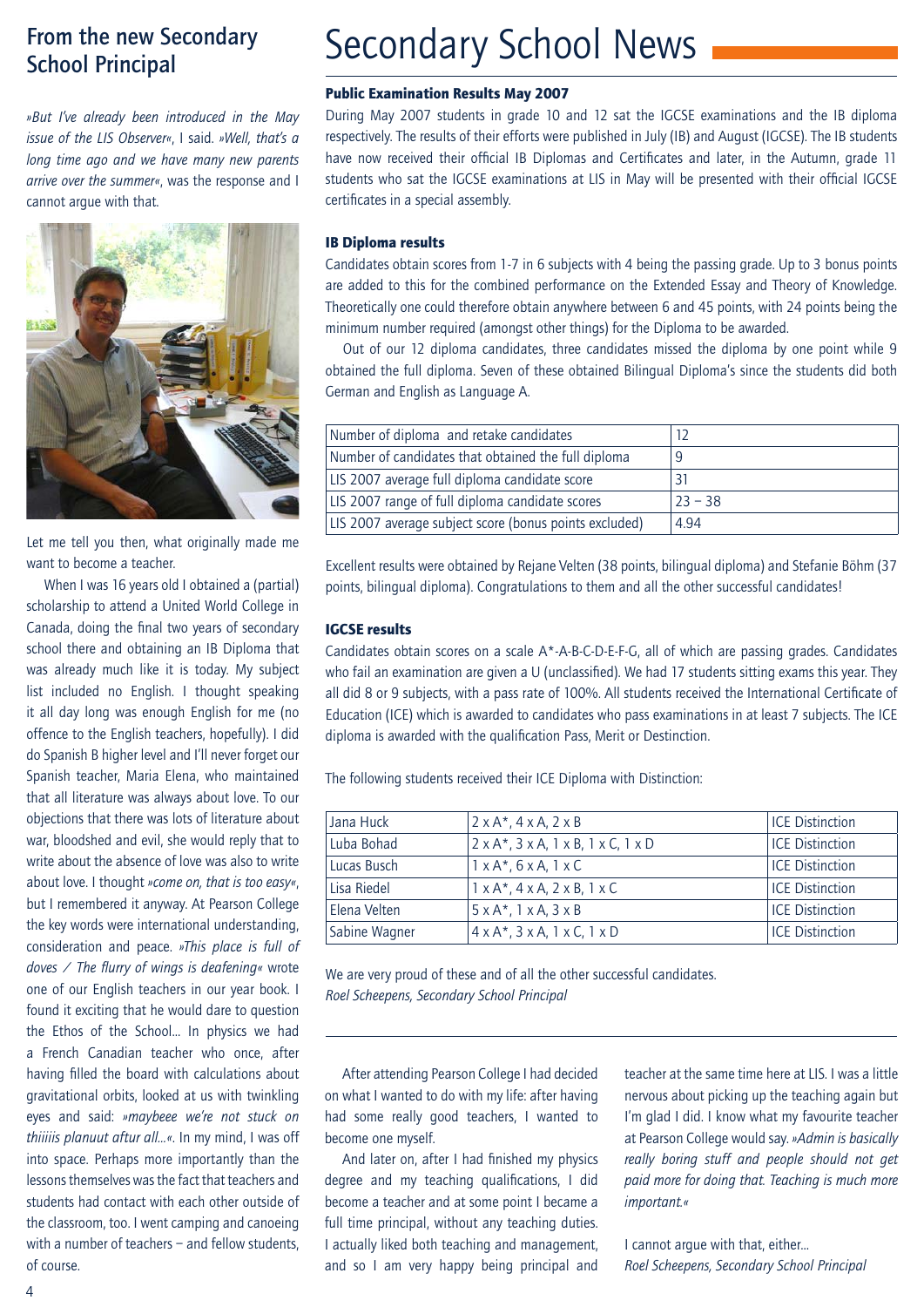## From the new Secondary School Principal

*»But I've already been introduced in the May issue of the LIS Observer«*, I said. *»Well, that's a long time ago and we have many new parents arrive over the summer«*, was the response and I cannot argue with that.

Let me tell you then, what originally made me want to become a teacher.

When I was 16 years old I obtained a (partial) scholarship to attend a United World College in Canada, doing the final two years of secondary school there and obtaining an IB Diploma that was already much like it is today. My subject list included no English. I thought speaking it all day long was enough English for me (no offence to the English teachers, hopefully). I did do Spanish B higher level and I'll never forget our Spanish teacher, Maria Elena, who maintained that all literature was always about love. To our objections that there was lots of literature about war, bloodshed and evil, she would reply that to write about the absence of love was also to write about love. I thought *»come on, that is too easy«*, but I remembered it anyway. At Pearson College the key words were international understanding, consideration and peace. *»This place is full of doves / The flurry of wings is deafening«* wrote one of our English teachers in our year book. I found it exciting that he would dare to question the Ethos of the School... In physics we had a French Canadian teacher who once, after having filled the board with calculations about gravitational orbits, looked at us with twinkling eyes and said: *»maybee we're not stuck on thiiiiis planuut aftur all...«*. In my mind, I was off into space. Perhaps more importantly than the lessons themselves was the fact that teachers and students had contact with each other outside of the classroom, too. I went camping and canoeing with a number of teachers – and fellow students, of course.

# Secondary School News

### Public Examination Results May 2007

During May 2007 students in grade 10 and 12 sat the IGCSE examinations and the IB diploma respectively. The results of their efforts were published in July (IB) and August (IGCSE). The IB students have now received their official IB Diplomas and Certificates and later, in the Autumn, grade 11 students who sat the IGCSE examinations at LIS in May will be presented with their official IGCSE certificates in a special assembly.

### IB Diploma results

Candidates obtain scores from 1-7 in 6 subjects with 4 being the passing grade. Up to 3 bonus points are added to this for the combined performance on the Extended Essay and Theory of Knowledge. Theoretically one could therefore obtain anywhere between 6 and 45 points, with 24 points being the minimum number required (amongst other things) for the Diploma to be awarded.

Out of our 12 diploma candidates, three candidates missed the diploma by one point while 9 obtained the full diploma. Seven of these obtained Bilingual Diploma's since the students did both German and English as Language A.

| | |
|---|---|
| Number of diploma and retake candidates | 12 |
| Number of candidates that obtained the full diploma | 9 |
| LIS 2007 average full diploma candidate score | 31 |
| LIS 2007 range of full diploma candidate scores | 23 – 38 |
| LIS 2007 average subject score (bonus points excluded) | 4.94 |

Excellent results were obtained by Rejane Velten (38 points, bilingual diploma) and Stefanie Böhm (37 points, bilingual diploma). Congratulations to them and all the other successful candidates!

### IGCSE results

Candidates obtain scores on a scale A*-A-B-C-D-E-F-G, all of which are passing grades. Candidates who fail an examination are given a U (unclassified). We had 17 students sitting exams this year. They all did 8 or 9 subjects, with a pass rate of 100%. All students received the International Certificate of Education (ICE) which is awarded to candidates who pass examinations in at least 7 subjects. The ICE diploma is awarded with the qualification Pass, Merit or Destinction.

The following students received their ICE Diploma with Distinction:

| | | |
|---|---|---|
| Jana Huck | 2 x A*, 4 x A, 2 x B | ICE Distinction |
| Luba Bohad | 2 x A*, 3 x A, 1 x B, 1 x C, 1 x D | ICE Distinction |
| Lucas Busch | 1 x A*, 6 x A, 1 x C | ICE Distinction |
| Lisa Riedel | 1 x A*, 4 x A, 2 x B, 1 x C | ICE Distinction |
| Elena Velten | 5 x A*, 1 x A, 3 x B | ICE Distinction |
| Sabine Wagner | 4 x A*, 3 x A, 1 x C, 1 x D | ICE Distinction |

We are very proud of these and of all the other successful candidates.
*Roel Scheepens, Secondary School Principal*

---

After attending Pearson College I had decided on what I wanted to do with my life: after having had some really good teachers, I wanted to become one myself.

And later on, after I had finished my physics degree and my teaching qualifications, I did become a teacher and at some point I became a full time principal, without any teaching duties. I actually liked both teaching and management, and so I am very happy being principal and teacher at the same time here at LIS. I was a little nervous about picking up the teaching again but I'm glad I did. I know what my favourite teacher at Pearson College would say. *»Admin is basically really boring stuff and people should not get paid more for doing that. Teaching is much more important.«*

I cannot argue with that, either...
*Roel Scheepens, Secondary School Principal*